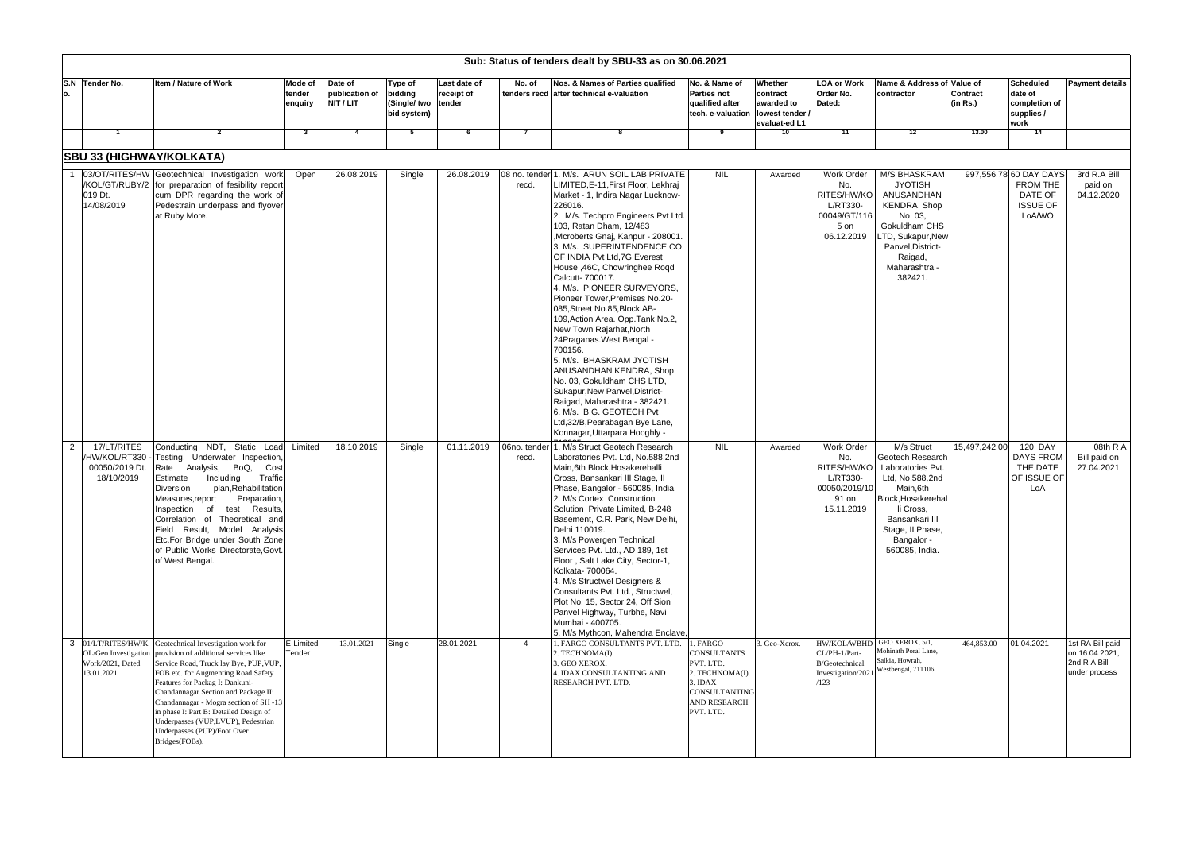## Sub: Status of tenders dealt by SBU-33 as on 30.06.2021

| S.No. | Tender No. | Item / Nature of Work | Mode of tender enquiry | Date of publication of NIT / LIT | Type of bidding (Single/ two bid system) | Last date of receipt of tender | No. of tenders recd | Nos. & Names of Parties qualified after technical e-valuation | No. & Name of Parties not qualified after tech. e-valuation | Whether contract awarded to lowest tender / evaluat-ed L1 | LOA or Work Order No. Dated: | Name & Address of contractor | Value of Contract (in Rs.) | Scheduled date of completion of supplies / work | Payment details |
|---|---|---|---|---|---|---|---|---|---|---|---|---|---|---|---|
| | 1 | 2 | 3 | 4 | 5 | 6 | 7 | 8 | 9 | 10 | 11 | 12 | 13.00 | 14 | |
| **SBU 33 (HIGHWAY/KOLKATA)** | | | | | | | | | | | | | | | |
| 1 | 03/OT/RITES/HW/KOL/GT/RUBY/2019 Dt. 14/08/2019 | Geotechnical Investigation work for preparation of fesibility report cum DPR regarding the work of Pedestrain underpass and flyover at Ruby More. | Open | 26.08.2019 | Single | 26.08.2019 | 08 no. tender recd. | 1. M/s. ARUN SOIL LAB PRIVATE LIMITED,E-11,First Floor, Lekhraj Market - 1, Indira Nagar Lucknow-226016. 2. M/s. Techpro Engineers Pvt Ltd. 103, Ratan Dham, 12/483 ,Mcroberts Gnaj, Kanpur - 208001. 3. M/s. SUPERINTENDENCE CO OF INDIA Pvt Ltd,7G Everest House ,46C, Chowringhee Roqd Calcutt- 700017. 4. M/s. PIONEER SURVEYORS, Pioneer Tower,Premises No.20-085,Street No.85,Block:AB-109,Action Area. Opp.Tank No.2, New Town Rajarhat,North 24Praganas.West Bengal - 700156. 5. M/s. BHASKRAM JYOTISH ANUSANDHAN KENDRA, Shop No. 03, Gokuldham CHS LTD, Sukapur,New Panvel,District-Raigad, Maharashtra - 382421. 6. M/s. B.G. GEOTECH Pvt Ltd,32/B,Pearabagan Bye Lane, Konnagar,Uttarpara Hooghly - | NIL | Awarded | Work Order No. RITES/HW/KOL/RT330-00049/GT/1165 on 06.12.2019 | M/S BHASKRAM JYOTISH ANUSANDHAN KENDRA, Shop No. 03, Gokuldham CHS LTD, Sukapur,New Panvel,District-Raigad, Maharashtra - 382421. | 997,556.78 | 60 DAY DAYS FROM THE DATE OF ISSUE OF LoA/WO | 3rd R.A Bill paid on 04.12.2020 |
| 2 | 17/LT/RITES/HW/KOL/RT330-00050/2019 Dt. 18/10/2019 | Conducting NDT, Static Load Testing, Underwater Inspection, Rate Analysis, BoQ, Cost Estimate Including Traffic Diversion plan,Rehabilitation Measures,report Preparation, Inspection of test Results, Correlation of Theoretical and Field Result, Model Analysis Etc.For Bridge under South Zone of Public Works Directorate,Govt. of West Bengal. | Limited | 18.10.2019 | Single | 01.11.2019 | 06no. tender recd. | 1. M/s Struct Geotech Research Laboratories Pvt. Ltd, No.588,2nd Main,6th Block,Hosakerehalli Cross, Bansankari III Stage, II Phase, Bangalor - 560085, India. 2. M/s Cortex Construction Solution Private Limited, B-248 Basement, C.R. Park, New Delhi, Delhi 110019. 3. M/s Powergen Technical Services Pvt. Ltd., AD 189, 1st Floor , Salt Lake City, Sector-1, Kolkata- 700064. 4. M/s Structwel Designers & Consultants Pvt. Ltd., Structwel, Plot No. 15, Sector 24, Off Sion Panvel Highway, Turbhe, Navi Mumbai - 400705. 5. M/s Mythcon, Mahendra Enclave, | NIL | Awarded | Work Order No. RITES/HW/KOL/RT330-00050/2019/1091 on 15.11.2019 | M/s Struct Geotech Research Laboratories Pvt. Ltd, No.588,2nd Main,6th Block,Hosakerehalli Cross, Bansankari III Stage, II Phase, Bangalor - 560085, India. | 15,497,242.00 | 120 DAY DAYS FROM THE DATE OF ISSUE OF LoA | 08th R A Bill paid on 27.04.2021 |
| 3 | 01/LT/RITES/HW/KOL/Geo Investigation Work/2021, Dated 13.01.2021 | Geotechnical Investigation work for provision of additional services like Service Road, Truck lay Bye, PUP,VUP, FOB etc. for Augmenting Road Safety Features for Packag I: Dankuni-Chandannagar Section and Package II: Chandannagar - Mogra section of SH -13 in phase I: Part B: Detailed Design of Underpasses (VUP,LVUP), Pedestrian Underpasses (PUP)/Foot Over Bridges(FOBs). | E-Limited Tender | 13.01.2021 | Single | 28.01.2021 | 4 | 1. FARGO CONSULTANTS PVT. LTD. 2. TECHNOMA(I). 3. GEO XEROX. 4. IDAX CONSULTANTING AND RESEARCH PVT. LTD. | 1. FARGO CONSULTANTS PVT. LTD. 2. TECHNOMA(I). 3. IDAX CONSULTANTING AND RESEARCH PVT. LTD. | 3. Geo-Xerox. | HW/KOL/WBHDCL/PH-1/Part-B/Geotechnical Investigation/2021/123 | GEO XEROX, 5/1, Mohinath Poral Lane, Salkia, Howrah, Westbengal, 711106. | 464,853.00 | 01.04.2021 | 1st RA Bill paid on 16.04.2021, 2nd R A Bill under process |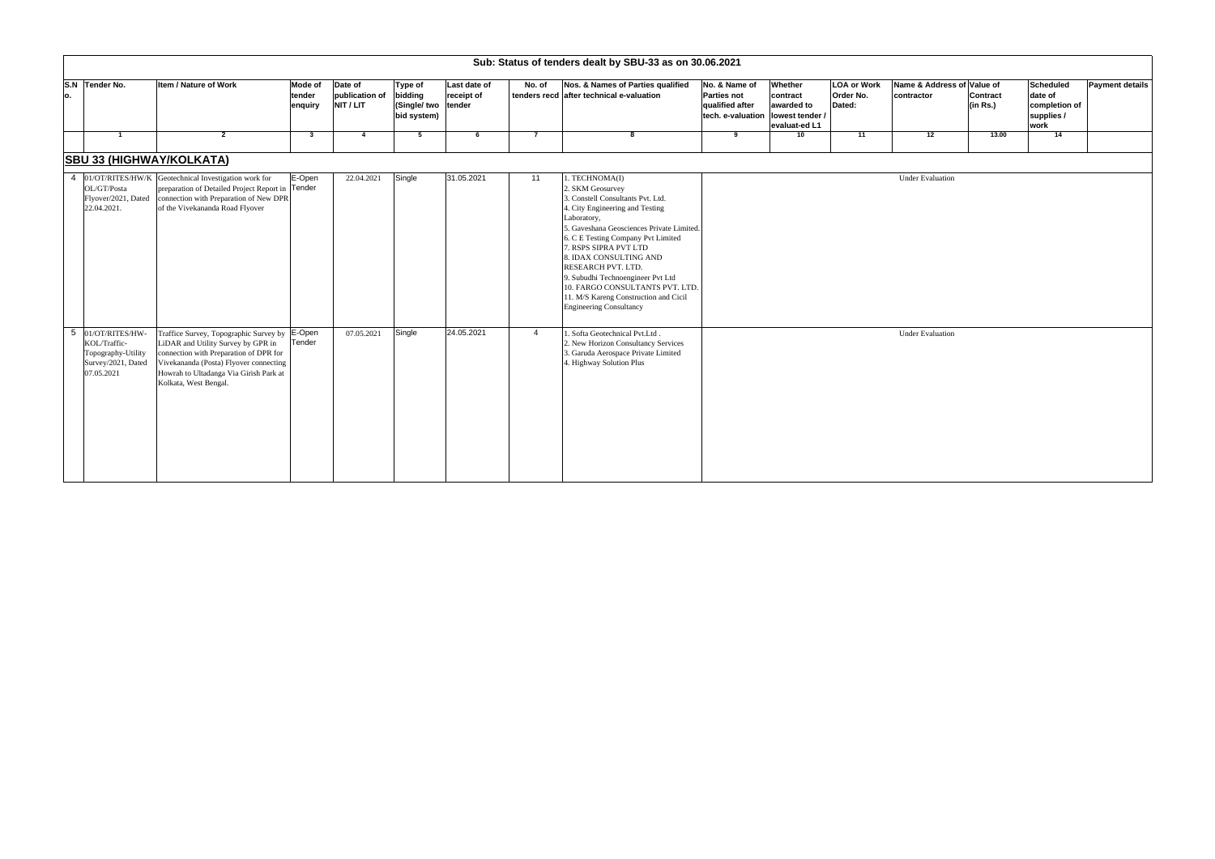# Sub: Status of tenders dealt by SBU-33 as on 30.06.2021

| S.No. | Tender No. | Item / Nature of Work | Mode of tender enquiry | Date of publication of NIT / LIT | Type of bidding (Single/ two bid system) | Last date of receipt of tender | No. of tenders recd | Nos. & Names of Parties qualified after technical e-valuation | No. & Name of Parties not qualified after tech. e-valuation | Whether contract awarded to lowest tender / evaluat-ed L1 | LOA or Work Order No. Dated: | Name & Address of contractor | Value of Contract (in Rs.) | Scheduled date of completion of supplies / work | Payment details |
|---|---|---|---|---|---|---|---|---|---|---|---|---|---|---|---|
| | 1 | 2 | 3 | 4 | 5 | 6 | 7 | 8 | 9 | 10 | 11 | 12 | 13.00 | 14 | |
| **SBU 33 (HIGHWAY/KOLKATA)** | | | | | | | | | | | | | | | |
| 4 | 01/OT/RITES/HW/KOL/GT/Posta Flyover/2021, Dated 22.04.2021. | Geotechnical Investigation work for preparation of Detailed Project Report in connection with Preparation of New DPR of the Vivekananda Road Flyover | E-Open Tender | 22.04.2021 | Single | 31.05.2021 | 11 | 1. TECHNOMA(I)<br>2. SKM Geosurvey<br>3. Constell Consultants Pvt. Ltd.<br>4. City Engineering and Testing Laboratory,<br>5. Gaveshana Geosciences Private Limited.<br>6. C E Testing Company Pvt Limited<br>7. RSPS SIPRA PVT LTD<br>8. IDAX CONSULTING AND RESEARCH PVT. LTD.<br>9. Subudhi Technoengineer Pvt Ltd<br>10. FARGO CONSULTANTS PVT. LTD.<br>11. M/S Kareng Construction and Cicil Engineering Consultancy | Under Evaluation | | | | | | |
| 5 | 01/OT/RITES/HW-KOL/Traffic-Topography-Utility Survey/2021, Dated 07.05.2021 | Traffice Survey, Topographic Survey by LiDAR and Utility Survey by GPR in connection with Preparation of DPR for Vivekananda (Posta) Flyover connecting Howrah to Ultadanga Via Girish Park at Kolkata, West Bengal. | E-Open Tender | 07.05.2021 | Single | 24.05.2021 | 4 | 1. Softa Geotechnical Pvt.Ltd .<br>2. New Horizon Consultancy Services<br>3. Garuda Aerospace Private Limited<br>4. Highway Solution Plus | Under Evaluation | | | | | | |